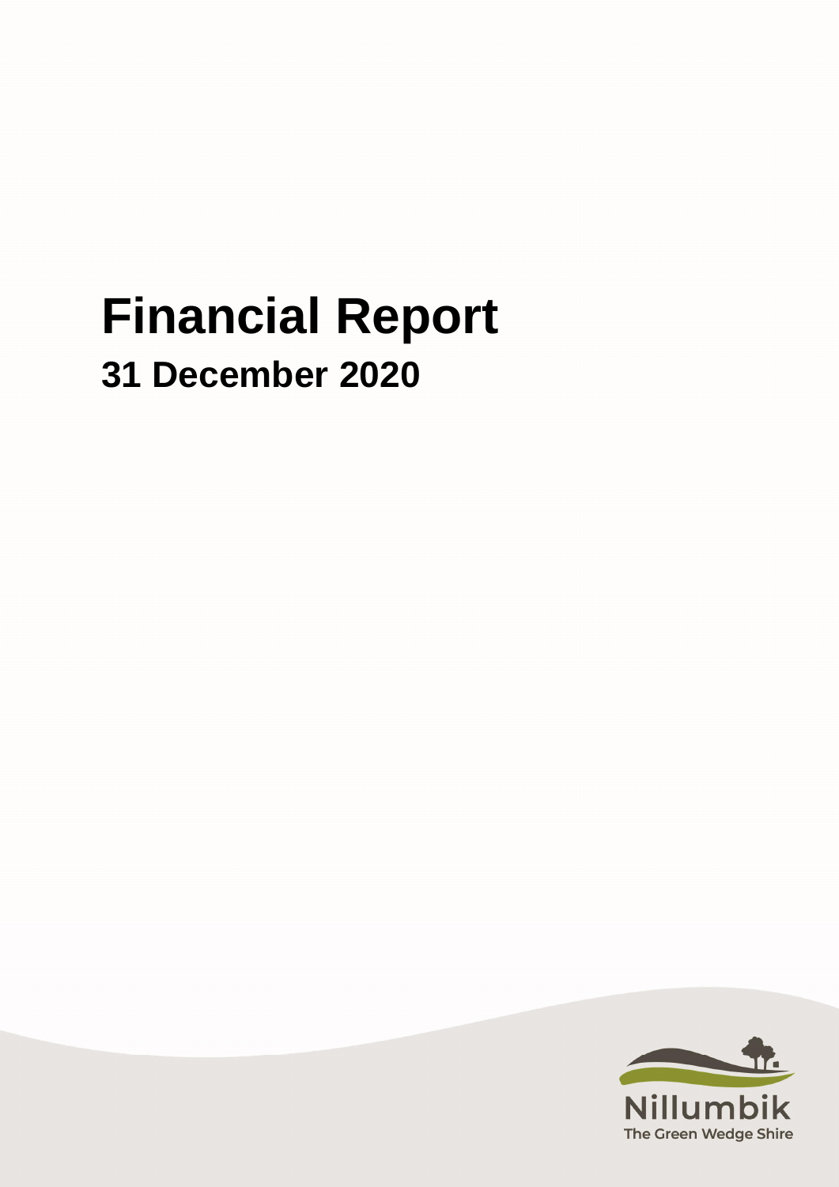# Financial Report

## 31 December 2020

Nillumbik
The Green Wedge Shire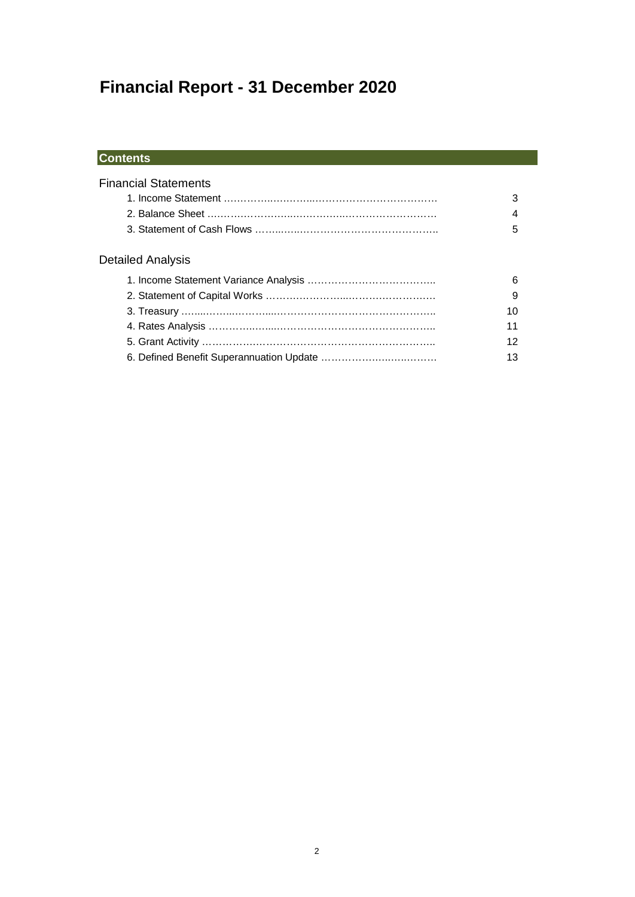# Financial Report - 31 December 2020

## Contents

### Financial Statements

| | |
|---|---|
| 1. Income Statement | 3 |
| 2. Balance Sheet | 4 |
| 3. Statement of Cash Flows | 5 |

### Detailed Analysis

| | |
|---|---|
| 1. Income Statement Variance Analysis | 6 |
| 2. Statement of Capital Works | 9 |
| 3. Treasury | 10 |
| 4. Rates Analysis | 11 |
| 5. Grant Activity | 12 |
| 6. Defined Benefit Superannuation Update | 13 |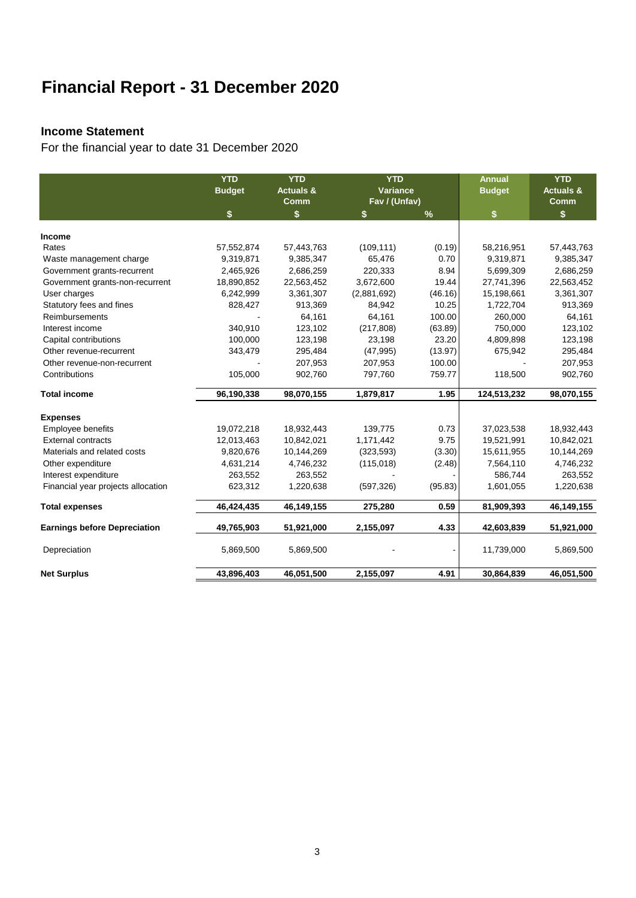# Financial Report - 31 December 2020

## Income Statement

For the financial year to date 31 December 2020

| | YTD Budget | YTD Actuals & Comm | YTD Variance Fav / (Unfav) | | Annual Budget | YTD Actuals & Comm |
|---|---|---|---|---|---|---|
| | $ | $ | $ | % | $ | $ |
| **Income** | | | | | | |
| Rates | 57,552,874 | 57,443,763 | (109,111) | (0.19) | 58,216,951 | 57,443,763 |
| Waste management charge | 9,319,871 | 9,385,347 | 65,476 | 0.70 | 9,319,871 | 9,385,347 |
| Government grants-recurrent | 2,465,926 | 2,686,259 | 220,333 | 8.94 | 5,699,309 | 2,686,259 |
| Government grants-non-recurrent | 18,890,852 | 22,563,452 | 3,672,600 | 19.44 | 27,741,396 | 22,563,452 |
| User charges | 6,242,999 | 3,361,307 | (2,881,692) | (46.16) | 15,198,661 | 3,361,307 |
| Statutory fees and fines | 828,427 | 913,369 | 84,942 | 10.25 | 1,722,704 | 913,369 |
| Reimbursements | - | 64,161 | 64,161 | 100.00 | 260,000 | 64,161 |
| Interest income | 340,910 | 123,102 | (217,808) | (63.89) | 750,000 | 123,102 |
| Capital contributions | 100,000 | 123,198 | 23,198 | 23.20 | 4,809,898 | 123,198 |
| Other revenue-recurrent | 343,479 | 295,484 | (47,995) | (13.97) | 675,942 | 295,484 |
| Other revenue-non-recurrent | - | 207,953 | 207,953 | 100.00 | - | 207,953 |
| Contributions | 105,000 | 902,760 | 797,760 | 759.77 | 118,500 | 902,760 |
| **Total income** | **96,190,338** | **98,070,155** | **1,879,817** | **1.95** | **124,513,232** | **98,070,155** |
| **Expenses** | | | | | | |
| Employee benefits | 19,072,218 | 18,932,443 | 139,775 | 0.73 | 37,023,538 | 18,932,443 |
| External contracts | 12,013,463 | 10,842,021 | 1,171,442 | 9.75 | 19,521,991 | 10,842,021 |
| Materials and related costs | 9,820,676 | 10,144,269 | (323,593) | (3.30) | 15,611,955 | 10,144,269 |
| Other expenditure | 4,631,214 | 4,746,232 | (115,018) | (2.48) | 7,564,110 | 4,746,232 |
| Interest expenditure | 263,552 | 263,552 | - | - | 586,744 | 263,552 |
| Financial year projects allocation | 623,312 | 1,220,638 | (597,326) | (95.83) | 1,601,055 | 1,220,638 |
| **Total expenses** | **46,424,435** | **46,149,155** | **275,280** | **0.59** | **81,909,393** | **46,149,155** |
| **Earnings before Depreciation** | **49,765,903** | **51,921,000** | **2,155,097** | **4.33** | **42,603,839** | **51,921,000** |
| Depreciation | 5,869,500 | 5,869,500 | - | - | 11,739,000 | 5,869,500 |
| **Net Surplus** | **43,896,403** | **46,051,500** | **2,155,097** | **4.91** | **30,864,839** | **46,051,500** |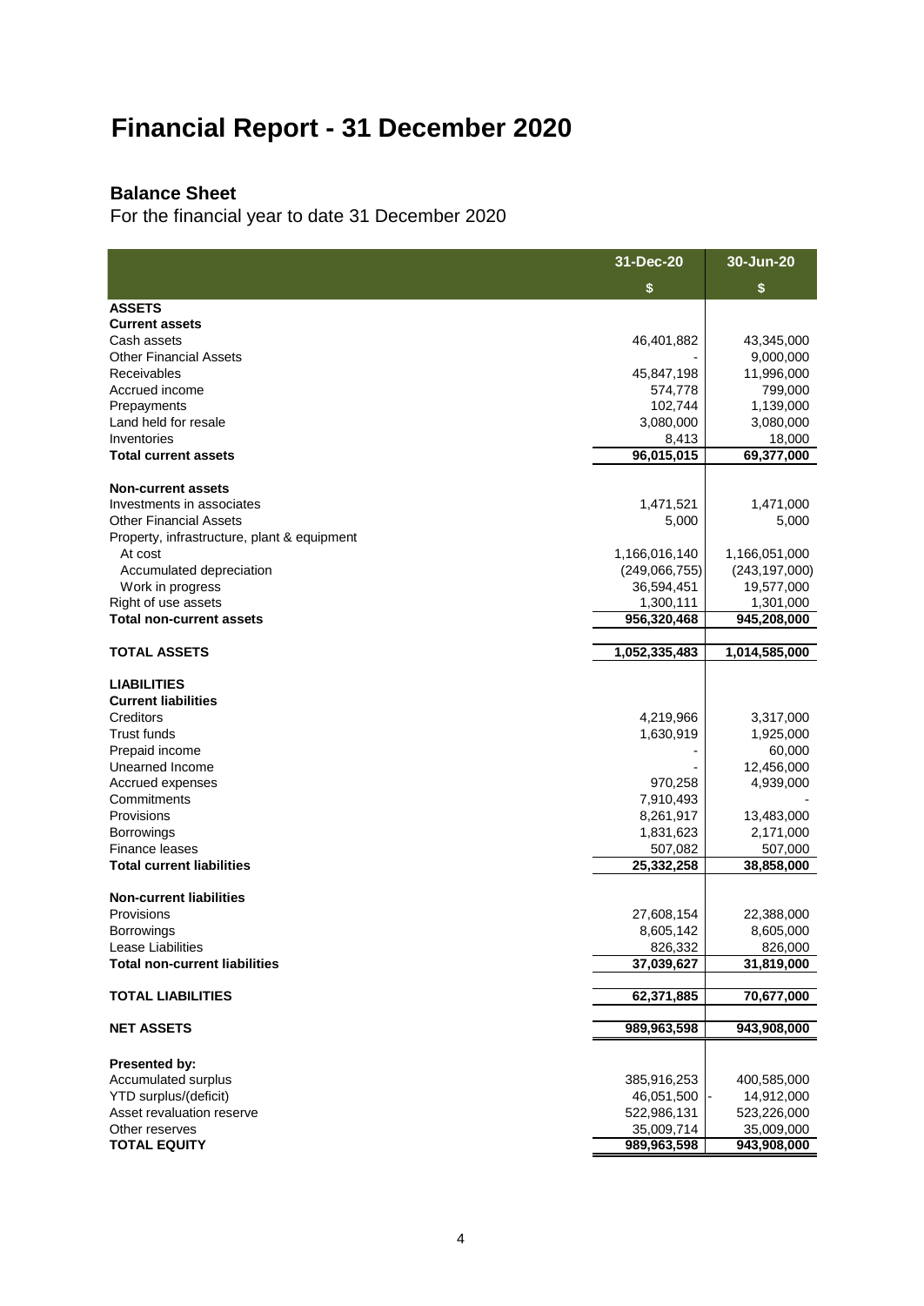# Financial Report - 31 December 2020

## Balance Sheet

For the financial year to date 31 December 2020

| | 31-Dec-20 | 30-Jun-20 |
|---|---|---|
| | $ | $ |
| **ASSETS** | | |
| **Current assets** | | |
| Cash assets | 46,401,882 | 43,345,000 |
| Other Financial Assets | - | 9,000,000 |
| Receivables | 45,847,198 | 11,996,000 |
| Accrued income | 574,778 | 799,000 |
| Prepayments | 102,744 | 1,139,000 |
| Land held for resale | 3,080,000 | 3,080,000 |
| Inventories | 8,413 | 18,000 |
| **Total current assets** | **96,015,015** | **69,377,000** |
| | | |
| **Non-current assets** | | |
| Investments in associates | 1,471,521 | 1,471,000 |
| Other Financial Assets | 5,000 | 5,000 |
| Property, infrastructure, plant & equipment | | |
| At cost | 1,166,016,140 | 1,166,051,000 |
| Accumulated depreciation | (249,066,755) | (243,197,000) |
| Work in progress | 36,594,451 | 19,577,000 |
| Right of use assets | 1,300,111 | 1,301,000 |
| **Total non-current assets** | **956,320,468** | **945,208,000** |
| | | |
| **TOTAL ASSETS** | **1,052,335,483** | **1,014,585,000** |
| | | |
| **LIABILITIES** | | |
| **Current liabilities** | | |
| Creditors | 4,219,966 | 3,317,000 |
| Trust funds | 1,630,919 | 1,925,000 |
| Prepaid income | - | 60,000 |
| Unearned Income | - | 12,456,000 |
| Accrued expenses | 970,258 | 4,939,000 |
| Commitments | 7,910,493 | - |
| Provisions | 8,261,917 | 13,483,000 |
| Borrowings | 1,831,623 | 2,171,000 |
| Finance leases | 507,082 | 507,000 |
| **Total current liabilities** | **25,332,258** | **38,858,000** |
| | | |
| **Non-current liabilities** | | |
| Provisions | 27,608,154 | 22,388,000 |
| Borrowings | 8,605,142 | 8,605,000 |
| Lease Liabilities | 826,332 | 826,000 |
| **Total non-current liabilities** | **37,039,627** | **31,819,000** |
| | | |
| **TOTAL LIABILITIES** | **62,371,885** | **70,677,000** |
| | | |
| **NET ASSETS** | **989,963,598** | **943,908,000** |
| | | |
| **Presented by:** | | |
| Accumulated surplus | 385,916,253 | 400,585,000 |
| YTD surplus/(deficit) | 46,051,500 | - 14,912,000 |
| Asset revaluation reserve | 522,986,131 | 523,226,000 |
| Other reserves | 35,009,714 | 35,009,000 |
| **TOTAL EQUITY** | **989,963,598** | **943,908,000** |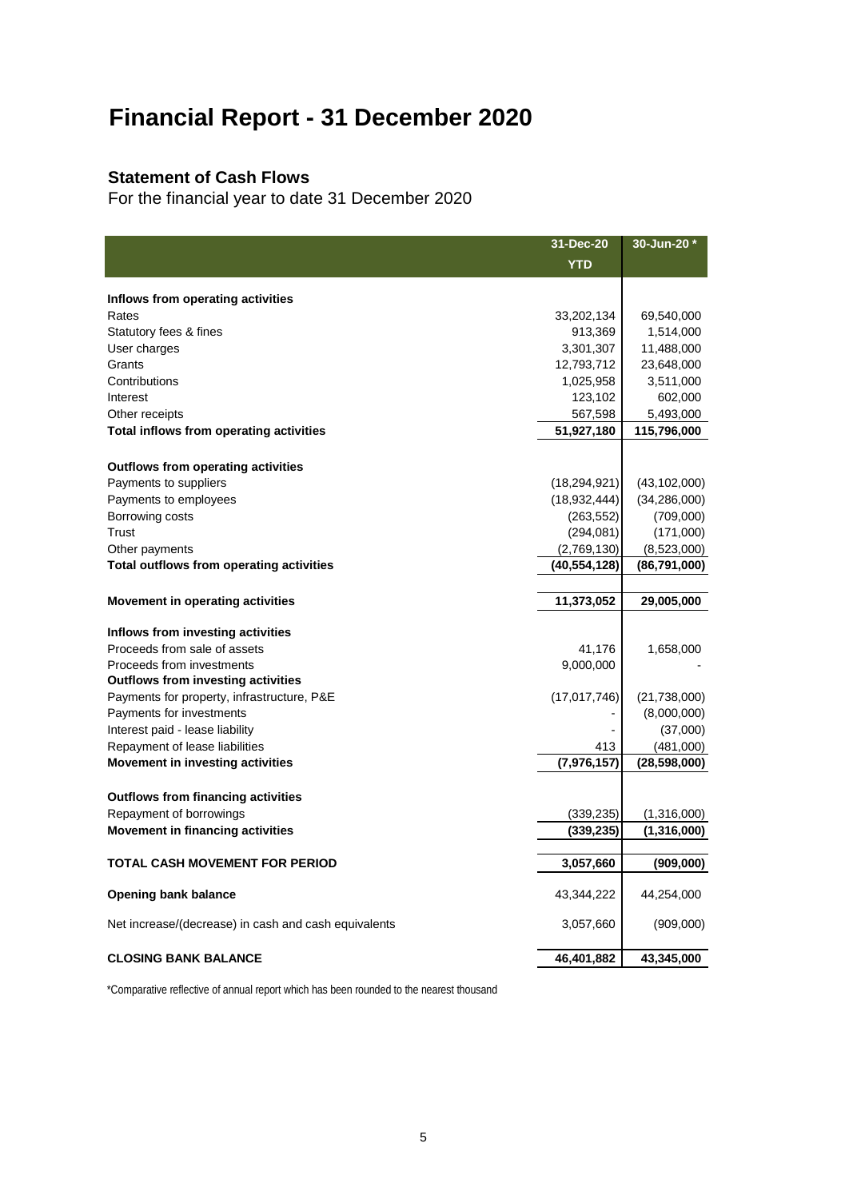# Financial Report - 31 December 2020

## Statement of Cash Flows

For the financial year to date 31 December 2020

| | 31-Dec-20 YTD | 30-Jun-20 * |
|---|---|---|
| **Inflows from operating activities** | | |
| Rates | 33,202,134 | 69,540,000 |
| Statutory fees & fines | 913,369 | 1,514,000 |
| User charges | 3,301,307 | 11,488,000 |
| Grants | 12,793,712 | 23,648,000 |
| Contributions | 1,025,958 | 3,511,000 |
| Interest | 123,102 | 602,000 |
| Other receipts | 567,598 | 5,493,000 |
| **Total inflows from operating activities** | **51,927,180** | **115,796,000** |
| **Outflows from operating activities** | | |
| Payments to suppliers | (18,294,921) | (43,102,000) |
| Payments to employees | (18,932,444) | (34,286,000) |
| Borrowing costs | (263,552) | (709,000) |
| Trust | (294,081) | (171,000) |
| Other payments | (2,769,130) | (8,523,000) |
| **Total outflows from operating activities** | **(40,554,128)** | **(86,791,000)** |
| **Movement in operating activities** | **11,373,052** | **29,005,000** |
| **Inflows from investing activities** | | |
| Proceeds from sale of assets | 41,176 | 1,658,000 |
| Proceeds from investments | 9,000,000 | - |
| **Outflows from investing activities** | | |
| Payments for property, infrastructure, P&E | (17,017,746) | (21,738,000) |
| Payments for investments | - | (8,000,000) |
| Interest paid - lease liability | - | (37,000) |
| Repayment of lease liabilities | 413 | (481,000) |
| **Movement in investing activities** | **(7,976,157)** | **(28,598,000)** |
| **Outflows from financing activities** | | |
| Repayment of borrowings | (339,235) | (1,316,000) |
| **Movement in financing activities** | **(339,235)** | **(1,316,000)** |
| **TOTAL CASH MOVEMENT FOR PERIOD** | **3,057,660** | **(909,000)** |
| **Opening bank balance** | 43,344,222 | 44,254,000 |
| Net increase/(decrease) in cash and cash equivalents | 3,057,660 | (909,000) |
| **CLOSING BANK BALANCE** | **46,401,882** | **43,345,000** |

*Comparative reflective of annual report which has been rounded to the nearest thousand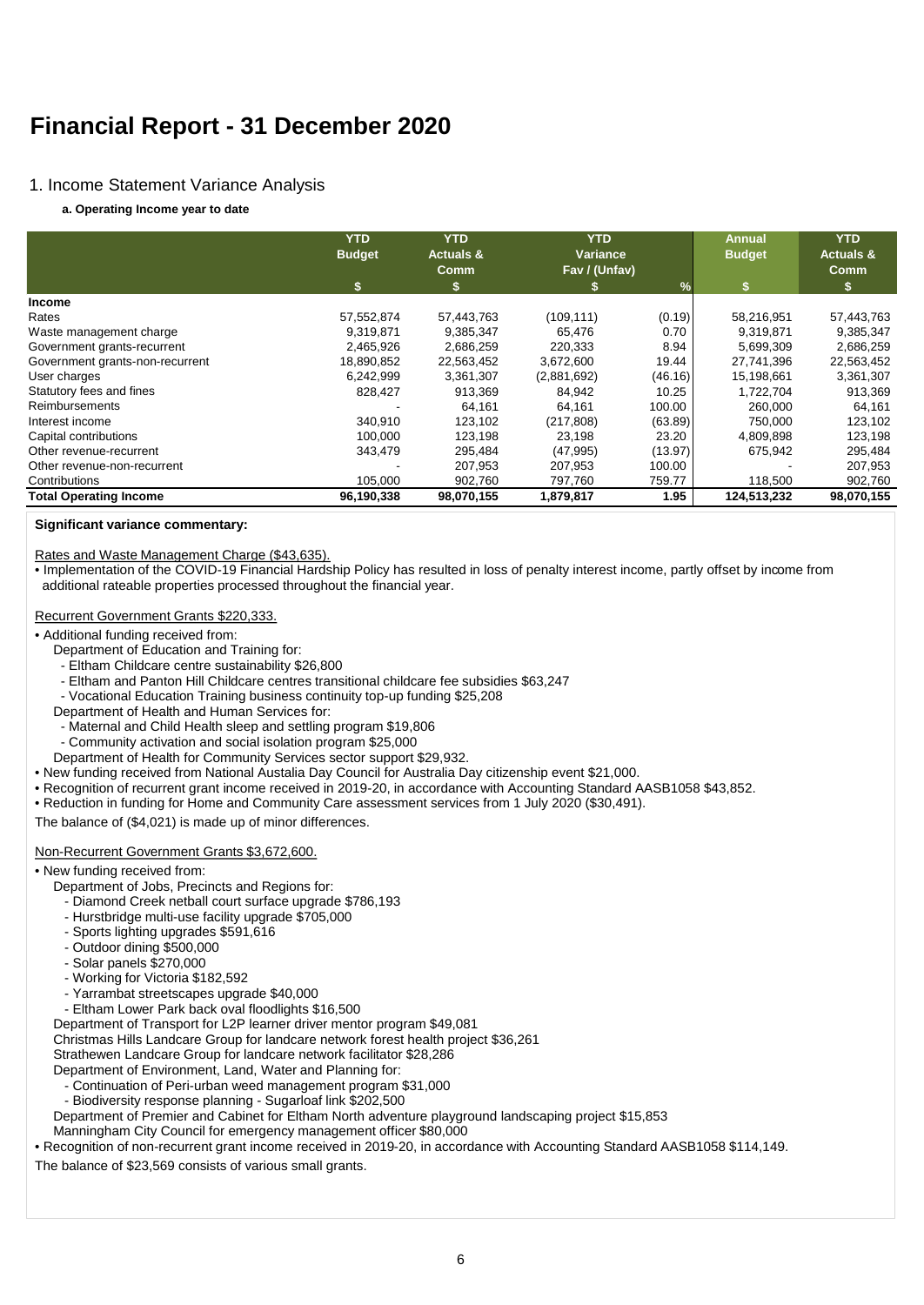# Financial Report - 31 December 2020

## 1. Income Statement Variance Analysis

### a. Operating Income year to date

| | YTD Budget | YTD Actuals & Comm | YTD Variance Fav / (Unfav) | | Annual Budget | YTD Actuals & Comm |
|---|---|---|---|---|---|---|
| | $ | $ | $ | % | $ | $ |
| **Income** | | | | | | |
| Rates | 57,552,874 | 57,443,763 | (109,111) | (0.19) | 58,216,951 | 57,443,763 |
| Waste management charge | 9,319,871 | 9,385,347 | 65,476 | 0.70 | 9,319,871 | 9,385,347 |
| Government grants-recurrent | 2,465,926 | 2,686,259 | 220,333 | 8.94 | 5,699,309 | 2,686,259 |
| Government grants-non-recurrent | 18,890,852 | 22,563,452 | 3,672,600 | 19.44 | 27,741,396 | 22,563,452 |
| User charges | 6,242,999 | 3,361,307 | (2,881,692) | (46.16) | 15,198,661 | 3,361,307 |
| Statutory fees and fines | 828,427 | 913,369 | 84,942 | 10.25 | 1,722,704 | 913,369 |
| Reimbursements | - | 64,161 | 64,161 | 100.00 | 260,000 | 64,161 |
| Interest income | 340,910 | 123,102 | (217,808) | (63.89) | 750,000 | 123,102 |
| Capital contributions | 100,000 | 123,198 | 23,198 | 23.20 | 4,809,898 | 123,198 |
| Other revenue-recurrent | 343,479 | 295,484 | (47,995) | (13.97) | 675,942 | 295,484 |
| Other revenue-non-recurrent | - | 207,953 | 207,953 | 100.00 | - | 207,953 |
| Contributions | 105,000 | 902,760 | 797,760 | 759.77 | 118,500 | 902,760 |
| **Total Operating Income** | **96,190,338** | **98,070,155** | **1,879,817** | **1.95** | **124,513,232** | **98,070,155** |

**Significant variance commentary:**

Rates and Waste Management Charge ($43,635).

- Implementation of the COVID-19 Financial Hardship Policy has resulted in loss of penalty interest income, partly offset by income from additional rateable properties processed throughout the financial year.

Recurrent Government Grants $220,333.

- Additional funding received from:
  - Department of Education and Training for:
    - Eltham Childcare centre sustainability $26,800
    - Eltham and Panton Hill Childcare centres transitional childcare fee subsidies $63,247
    - Vocational Education Training business continuity top-up funding $25,208
  - Department of Health and Human Services for:
    - Maternal and Child Health sleep and settling program $19,806
    - Community activation and social isolation program $25,000
  - Department of Health for Community Services sector support $29,932.
- New funding received from National Austalia Day Council for Australia Day citizenship event $21,000.
- Recognition of recurrent grant income received in 2019-20, in accordance with Accounting Standard AASB1058 $43,852.
- Reduction in funding for Home and Community Care assessment services from 1 July 2020 ($30,491).

The balance of ($4,021) is made up of minor differences.

Non-Recurrent Government Grants $3,672,600.

- New funding received from:
  - Department of Jobs, Precincts and Regions for:
    - Diamond Creek netball court surface upgrade $786,193
    - Hurstbridge multi-use facility upgrade $705,000
    - Sports lighting upgrades $591,616
    - Outdoor dining $500,000
    - Solar panels $270,000
    - Working for Victoria $182,592
    - Yarrambat streetscapes upgrade $40,000
    - Eltham Lower Park back oval floodlights $16,500
  - Department of Transport for L2P learner driver mentor program $49,081
  - Christmas Hills Landcare Group for landcare network forest health project $36,261
  - Strathewen Landcare Group for landcare network facilitator $28,286
  - Department of Environment, Land, Water and Planning for:
    - Continuation of Peri-urban weed management program $31,000
    - Biodiversity response planning - Sugarloaf link $202,500
  - Department of Premier and Cabinet for Eltham North adventure playground landscaping project $15,853
  - Manningham City Council for emergency management officer $80,000
- Recognition of non-recurrent grant income received in 2019-20, in accordance with Accounting Standard AASB1058 $114,149.

The balance of $23,569 consists of various small grants.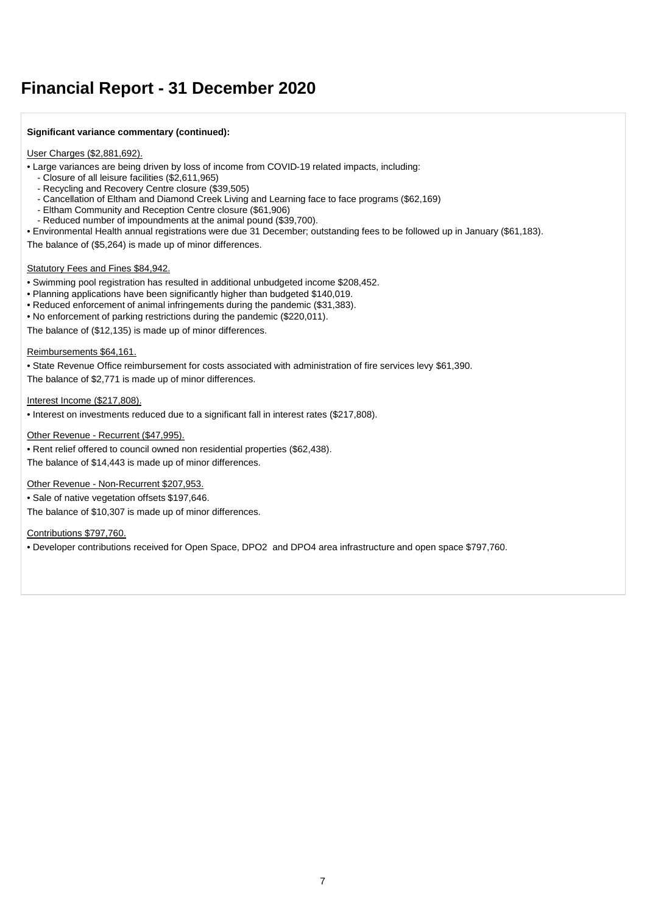# Financial Report - 31 December 2020

**Significant variance commentary (continued):**

User Charges ($2,881,692).

- Large variances are being driven by loss of income from COVID-19 related impacts, including:
  - Closure of all leisure facilities ($2,611,965)
  - Recycling and Recovery Centre closure ($39,505)
  - Cancellation of Eltham and Diamond Creek Living and Learning face to face programs ($62,169)
  - Eltham Community and Reception Centre closure ($61,906)
  - Reduced number of impoundments at the animal pound ($39,700).
- Environmental Health annual registrations were due 31 December; outstanding fees to be followed up in January ($61,183).

The balance of ($5,264) is made up of minor differences.

Statutory Fees and Fines $84,942.

- Swimming pool registration has resulted in additional unbudgeted income $208,452.
- Planning applications have been significantly higher than budgeted $140,019.
- Reduced enforcement of animal infringements during the pandemic ($31,383).
- No enforcement of parking restrictions during the pandemic ($220,011).

The balance of ($12,135) is made up of minor differences.

Reimbursements $64,161.

- State Revenue Office reimbursement for costs associated with administration of fire services levy $61,390.

The balance of $2,771 is made up of minor differences.

Interest Income ($217,808).

- Interest on investments reduced due to a significant fall in interest rates ($217,808).

Other Revenue - Recurrent ($47,995).

- Rent relief offered to council owned non residential properties ($62,438).

The balance of $14,443 is made up of minor differences.

Other Revenue - Non-Recurrent $207,953.

- Sale of native vegetation offsets $197,646.

The balance of $10,307 is made up of minor differences.

Contributions $797,760.

- Developer contributions received for Open Space, DPO2 and DPO4 area infrastructure and open space $797,760.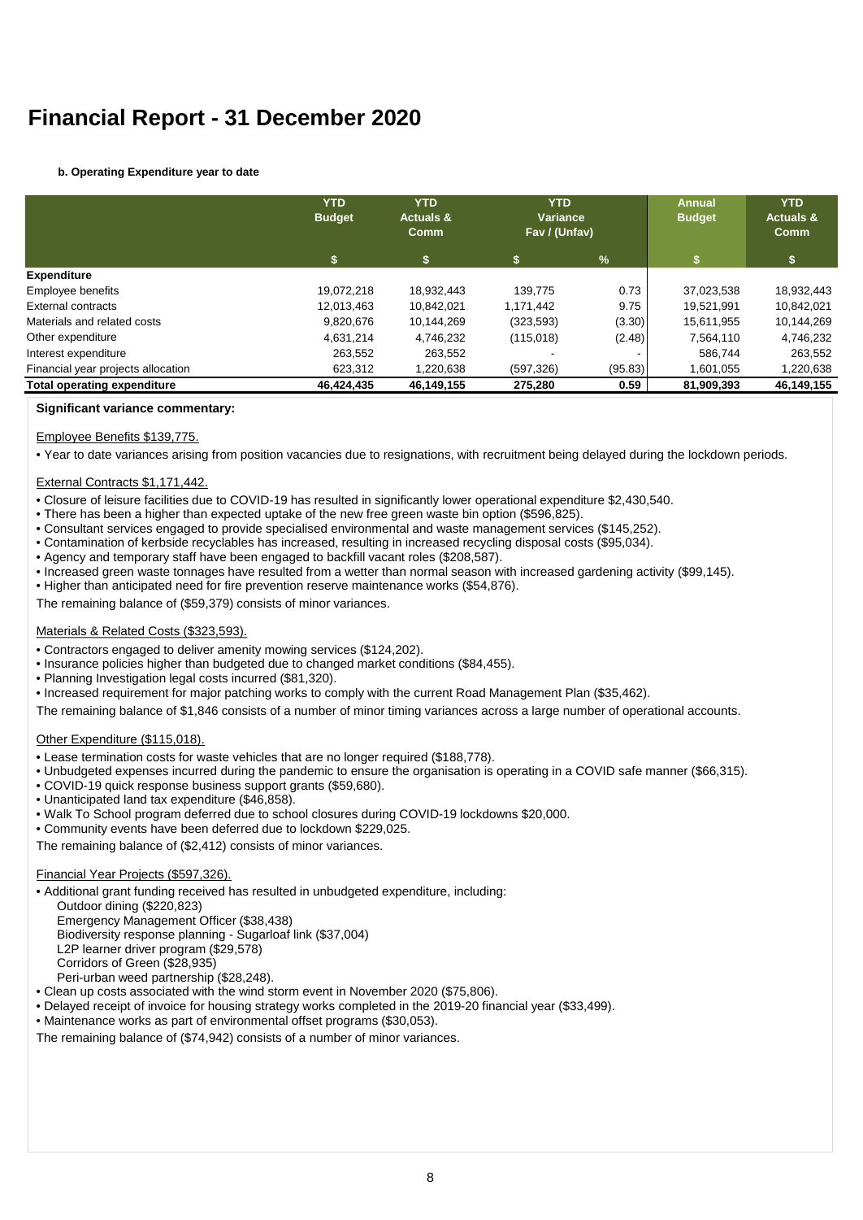# Financial Report - 31 December 2020

#### b. Operating Expenditure year to date

| | YTD Budget | YTD Actuals & Comm | YTD Variance Fav / (Unfav) | | Annual Budget | YTD Actuals & Comm |
|---|---|---|---|---|---|---|
| | $ | $ | $ | % | $ | $ |
| **Expenditure** | | | | | | |
| Employee benefits | 19,072,218 | 18,932,443 | 139,775 | 0.73 | 37,023,538 | 18,932,443 |
| External contracts | 12,013,463 | 10,842,021 | 1,171,442 | 9.75 | 19,521,991 | 10,842,021 |
| Materials and related costs | 9,820,676 | 10,144,269 | (323,593) | (3.30) | 15,611,955 | 10,144,269 |
| Other expenditure | 4,631,214 | 4,746,232 | (115,018) | (2.48) | 7,564,110 | 4,746,232 |
| Interest expenditure | 263,552 | 263,552 | - | - | 586,744 | 263,552 |
| Financial year projects allocation | 623,312 | 1,220,638 | (597,326) | (95.83) | 1,601,055 | 1,220,638 |
| **Total operating expenditure** | **46,424,435** | **46,149,155** | **275,280** | **0.59** | **81,909,393** | **46,149,155** |

**Significant variance commentary:**

Employee Benefits $139,775.

- Year to date variances arising from position vacancies due to resignations, with recruitment being delayed during the lockdown periods.

External Contracts $1,171,442.

- Closure of leisure facilities due to COVID-19 has resulted in significantly lower operational expenditure $2,430,540.
- There has been a higher than expected uptake of the new free green waste bin option ($596,825).
- Consultant services engaged to provide specialised environmental and waste management services ($145,252).
- Contamination of kerbside recyclables has increased, resulting in increased recycling disposal costs ($95,034).
- Agency and temporary staff have been engaged to backfill vacant roles ($208,587).
- Increased green waste tonnages have resulted from a wetter than normal season with increased gardening activity ($99,145).
- Higher than anticipated need for fire prevention reserve maintenance works ($54,876).

The remaining balance of ($59,379) consists of minor variances.

Materials & Related Costs ($323,593).

- Contractors engaged to deliver amenity mowing services ($124,202).
- Insurance policies higher than budgeted due to changed market conditions ($84,455).
- Planning Investigation legal costs incurred ($81,320).
- Increased requirement for major patching works to comply with the current Road Management Plan ($35,462).

The remaining balance of $1,846 consists of a number of minor timing variances across a large number of operational accounts.

Other Expenditure ($115,018).

- Lease termination costs for waste vehicles that are no longer required ($188,778).
- Unbudgeted expenses incurred during the pandemic to ensure the organisation is operating in a COVID safe manner ($66,315).
- COVID-19 quick response business support grants ($59,680).
- Unanticipated land tax expenditure ($46,858).
- Walk To School program deferred due to school closures during COVID-19 lockdowns $20,000.
- Community events have been deferred due to lockdown $229,025.

The remaining balance of ($2,412) consists of minor variances.

Financial Year Projects ($597,326).

- Additional grant funding received has resulted in unbudgeted expenditure, including:
  - Outdoor dining ($220,823)
  - Emergency Management Officer ($38,438)
  - Biodiversity response planning - Sugarloaf link ($37,004)
  - L2P learner driver program ($29,578)
  - Corridors of Green ($28,935)
  - Peri-urban weed partnership ($28,248).
- Clean up costs associated with the wind storm event in November 2020 ($75,806).
- Delayed receipt of invoice for housing strategy works completed in the 2019-20 financial year ($33,499).
- Maintenance works as part of environmental offset programs ($30,053).

The remaining balance of ($74,942) consists of a number of minor variances.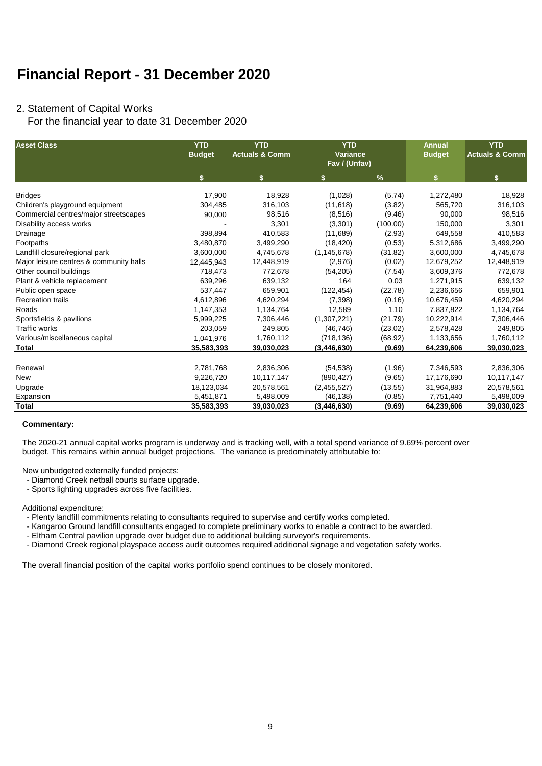# Financial Report - 31 December 2020

## 2. Statement of Capital Works

For the financial year to date 31 December 2020

| Asset Class | YTD Budget | YTD Actuals & Comm | YTD Variance Fav / (Unfav) | | Annual Budget | YTD Actuals & Comm |
|---|---|---|---|---|---|---|
| | $ | $ | $ | % | $ | $ |
| Bridges | 17,900 | 18,928 | (1,028) | (5.74) | 1,272,480 | 18,928 |
| Children's playground equipment | 304,485 | 316,103 | (11,618) | (3.82) | 565,720 | 316,103 |
| Commercial centres/major streetscapes | 90,000 | 98,516 | (8,516) | (9.46) | 90,000 | 98,516 |
| Disability access works | - | 3,301 | (3,301) | (100.00) | 150,000 | 3,301 |
| Drainage | 398,894 | 410,583 | (11,689) | (2.93) | 649,558 | 410,583 |
| Footpaths | 3,480,870 | 3,499,290 | (18,420) | (0.53) | 5,312,686 | 3,499,290 |
| Landfill closure/regional park | 3,600,000 | 4,745,678 | (1,145,678) | (31.82) | 3,600,000 | 4,745,678 |
| Major leisure centres & community halls | 12,445,943 | 12,448,919 | (2,976) | (0.02) | 12,679,252 | 12,448,919 |
| Other council buildings | 718,473 | 772,678 | (54,205) | (7.54) | 3,609,376 | 772,678 |
| Plant & vehicle replacement | 639,296 | 639,132 | 164 | 0.03 | 1,271,915 | 639,132 |
| Public open space | 537,447 | 659,901 | (122,454) | (22.78) | 2,236,656 | 659,901 |
| Recreation trails | 4,612,896 | 4,620,294 | (7,398) | (0.16) | 10,676,459 | 4,620,294 |
| Roads | 1,147,353 | 1,134,764 | 12,589 | 1.10 | 7,837,822 | 1,134,764 |
| Sportsfields & pavilions | 5,999,225 | 7,306,446 | (1,307,221) | (21.79) | 10,222,914 | 7,306,446 |
| Traffic works | 203,059 | 249,805 | (46,746) | (23.02) | 2,578,428 | 249,805 |
| Various/miscellaneous capital | 1,041,976 | 1,760,112 | (718,136) | (68.92) | 1,133,656 | 1,760,112 |
| **Total** | **35,583,393** | **39,030,023** | **(3,446,630)** | **(9.69)** | **64,239,606** | **39,030,023** |
| | | | | | | |
| Renewal | 2,781,768 | 2,836,306 | (54,538) | (1.96) | 7,346,593 | 2,836,306 |
| New | 9,226,720 | 10,117,147 | (890,427) | (9.65) | 17,176,690 | 10,117,147 |
| Upgrade | 18,123,034 | 20,578,561 | (2,455,527) | (13.55) | 31,964,883 | 20,578,561 |
| Expansion | 5,451,871 | 5,498,009 | (46,138) | (0.85) | 7,751,440 | 5,498,009 |
| **Total** | **35,583,393** | **39,030,023** | **(3,446,630)** | **(9.69)** | **64,239,606** | **39,030,023** |

**Commentary:**

The 2020-21 annual capital works program is underway and is tracking well, with a total spend variance of 9.69% percent over budget. This remains within annual budget projections. The variance is predominately attributable to:

New unbudgeted externally funded projects:
- Diamond Creek netball courts surface upgrade.
- Sports lighting upgrades across five facilities.

Additional expenditure:
- Plenty landfill commitments relating to consultants required to supervise and certify works completed.
- Kangaroo Ground landfill consultants engaged to complete preliminary works to enable a contract to be awarded.
- Eltham Central pavilion upgrade over budget due to additional building surveyor's requirements.
- Diamond Creek regional playspace access audit outcomes required additional signage and vegetation safety works.

The overall financial position of the capital works portfolio spend continues to be closely monitored.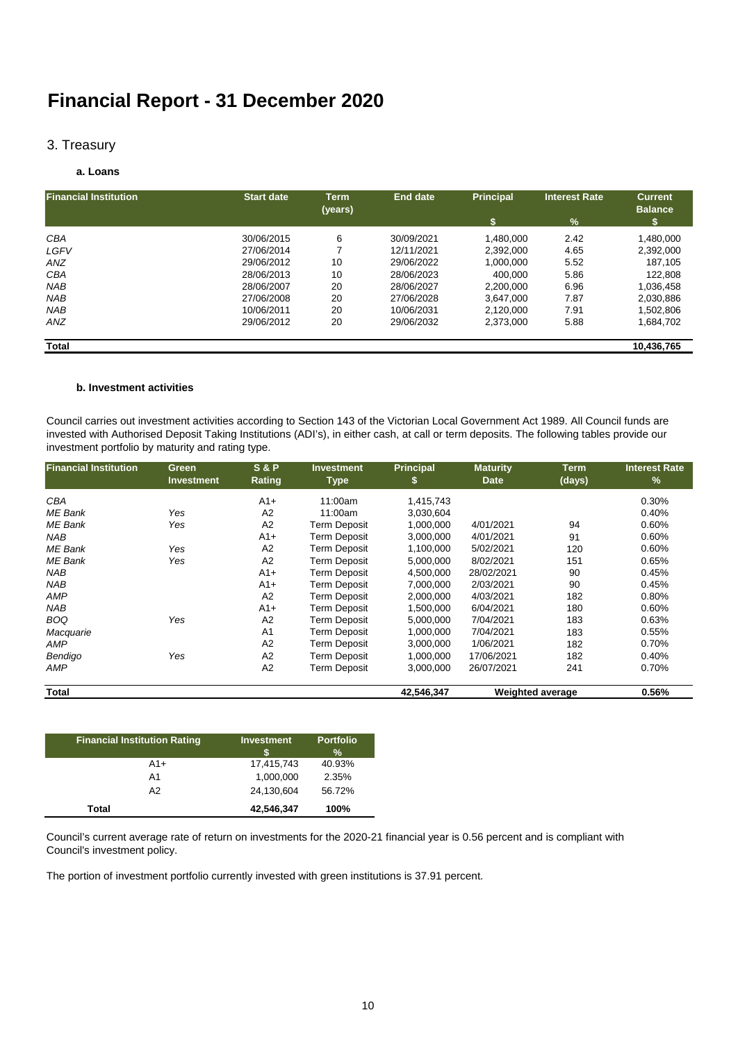# Financial Report - 31 December 2020

## 3. Treasury

### a. Loans

| Financial Institution | Start date | Term (years) | End date | Principal $ | Interest Rate % | Current Balance $ |
|---|---|---|---|---|---|---|
| *CBA* | 30/06/2015 | 6 | 30/09/2021 | 1,480,000 | 2.42 | 1,480,000 |
| *LGFV* | 27/06/2014 | 7 | 12/11/2021 | 2,392,000 | 4.65 | 2,392,000 |
| *ANZ* | 29/06/2012 | 10 | 29/06/2022 | 1,000,000 | 5.52 | 187,105 |
| *CBA* | 28/06/2013 | 10 | 28/06/2023 | 400,000 | 5.86 | 122,808 |
| *NAB* | 28/06/2007 | 20 | 28/06/2027 | 2,200,000 | 6.96 | 1,036,458 |
| *NAB* | 27/06/2008 | 20 | 27/06/2028 | 3,647,000 | 7.87 | 2,030,886 |
| *NAB* | 10/06/2011 | 20 | 10/06/2031 | 2,120,000 | 7.91 | 1,502,806 |
| *ANZ* | 29/06/2012 | 20 | 29/06/2032 | 2,373,000 | 5.88 | 1,684,702 |
| **Total** | | | | | | **10,436,765** |

### b. Investment activities

Council carries out investment activities according to Section 143 of the Victorian Local Government Act 1989. All Council funds are invested with Authorised Deposit Taking Institutions (ADI's), in either cash, at call or term deposits. The following tables provide our investment portfolio by maturity and rating type.

| Financial Institution | Green Investment | S & P Rating | Investment Type | Principal $ | Maturity Date | Term (days) | Interest Rate % |
|---|---|---|---|---|---|---|---|
| *CBA* | | A1+ | 11:00am | 1,415,743 | | | 0.30% |
| *ME Bank* | Yes | A2 | 11:00am | 3,030,604 | | | 0.40% |
| *ME Bank* | Yes | A2 | Term Deposit | 1,000,000 | 4/01/2021 | 94 | 0.60% |
| *NAB* | | A1+ | Term Deposit | 3,000,000 | 4/01/2021 | 91 | 0.60% |
| *ME Bank* | Yes | A2 | Term Deposit | 1,100,000 | 5/02/2021 | 120 | 0.60% |
| *ME Bank* | Yes | A2 | Term Deposit | 5,000,000 | 8/02/2021 | 151 | 0.65% |
| *NAB* | | A1+ | Term Deposit | 4,500,000 | 28/02/2021 | 90 | 0.45% |
| *NAB* | | A1+ | Term Deposit | 7,000,000 | 2/03/2021 | 90 | 0.45% |
| *AMP* | | A2 | Term Deposit | 2,000,000 | 4/03/2021 | 182 | 0.80% |
| *NAB* | | A1+ | Term Deposit | 1,500,000 | 6/04/2021 | 180 | 0.60% |
| *BOQ* | Yes | A2 | Term Deposit | 5,000,000 | 7/04/2021 | 183 | 0.63% |
| *Macquarie* | | A1 | Term Deposit | 1,000,000 | 7/04/2021 | 183 | 0.55% |
| *AMP* | | A2 | Term Deposit | 3,000,000 | 1/06/2021 | 182 | 0.70% |
| *Bendigo* | Yes | A2 | Term Deposit | 1,000,000 | 17/06/2021 | 182 | 0.40% |
| *AMP* | | A2 | Term Deposit | 3,000,000 | 26/07/2021 | 241 | 0.70% |
| **Total** | | | | **42,546,347** | **Weighted average** | | **0.56%** |

| Financial Institution Rating | Investment $ | Portfolio % |
|---|---|---|
| A1+ | 17,415,743 | 40.93% |
| A1 | 1,000,000 | 2.35% |
| A2 | 24,130,604 | 56.72% |
| **Total** | **42,546,347** | **100%** |

Council's current average rate of return on investments for the 2020-21 financial year is 0.56 percent and is compliant with Council's investment policy.

The portion of investment portfolio currently invested with green institutions is 37.91 percent.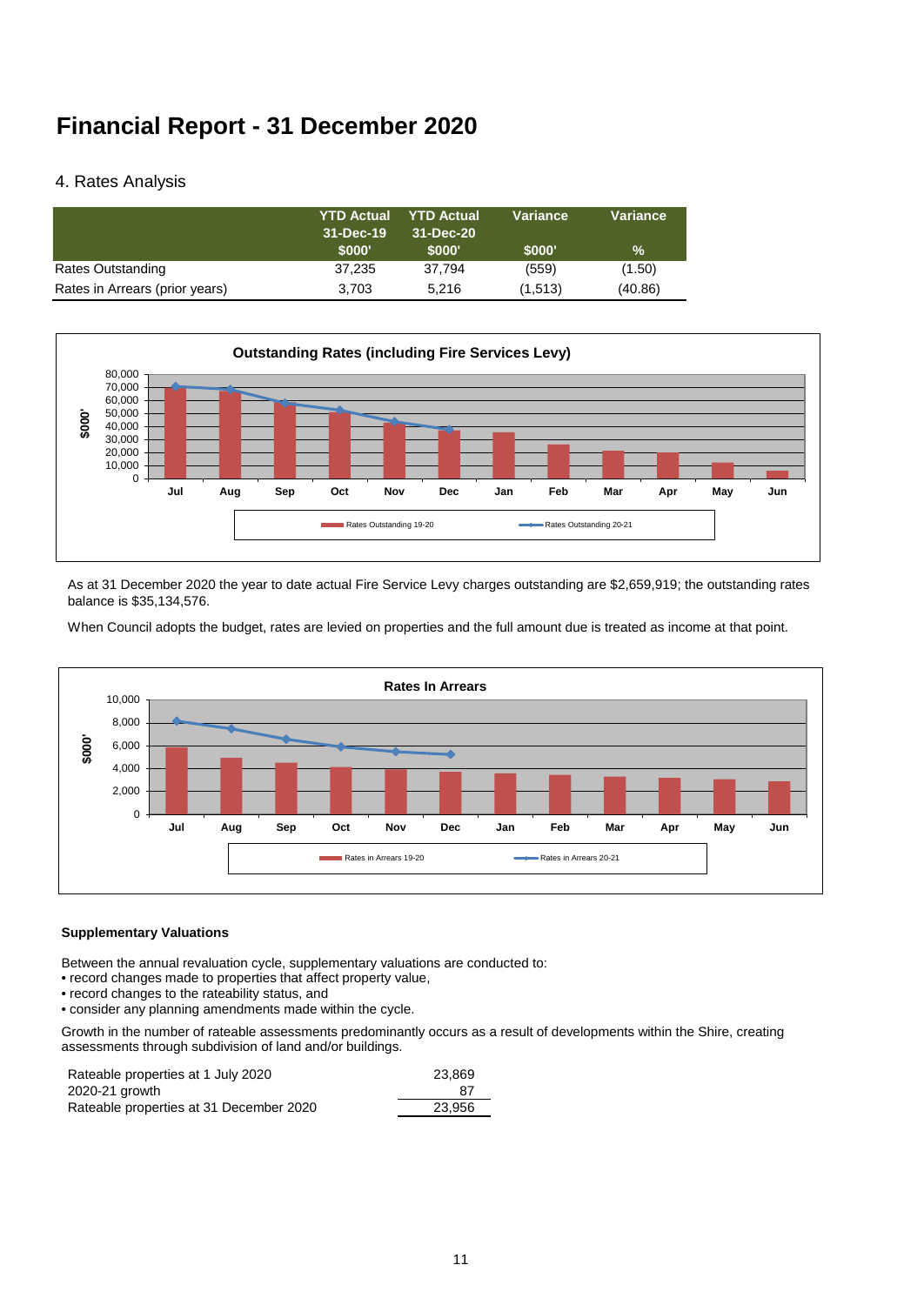# Financial Report - 31 December 2020

## 4. Rates Analysis

| | YTD Actual 31-Dec-19 $000' | YTD Actual 31-Dec-20 $000' | Variance $000' | Variance % |
|---|---|---|---|---|
| Rates Outstanding | 37,235 | 37,794 | (559) | (1.50) |
| Rates in Arrears (prior years) | 3,703 | 5,216 | (1,513) | (40.86) |

**Outstanding Rates (including Fire Services Levy)**

As at 31 December 2020 the year to date actual Fire Service Levy charges outstanding are $2,659,919; the outstanding rates balance is $35,134,576.

When Council adopts the budget, rates are levied on properties and the full amount due is treated as income at that point.

**Rates In Arrears**

### Supplementary Valuations

Between the annual revaluation cycle, supplementary valuations are conducted to:
- record changes made to properties that affect property value,
- record changes to the rateability status, and
- consider any planning amendments made within the cycle.

Growth in the number of rateable assessments predominantly occurs as a result of developments within the Shire, creating assessments through subdivision of land and/or buildings.

| | |
|---|---|
| Rateable properties at 1 July 2020 | 23,869 |
| 2020-21 growth | 87 |
| Rateable properties at 31 December 2020 | 23,956 |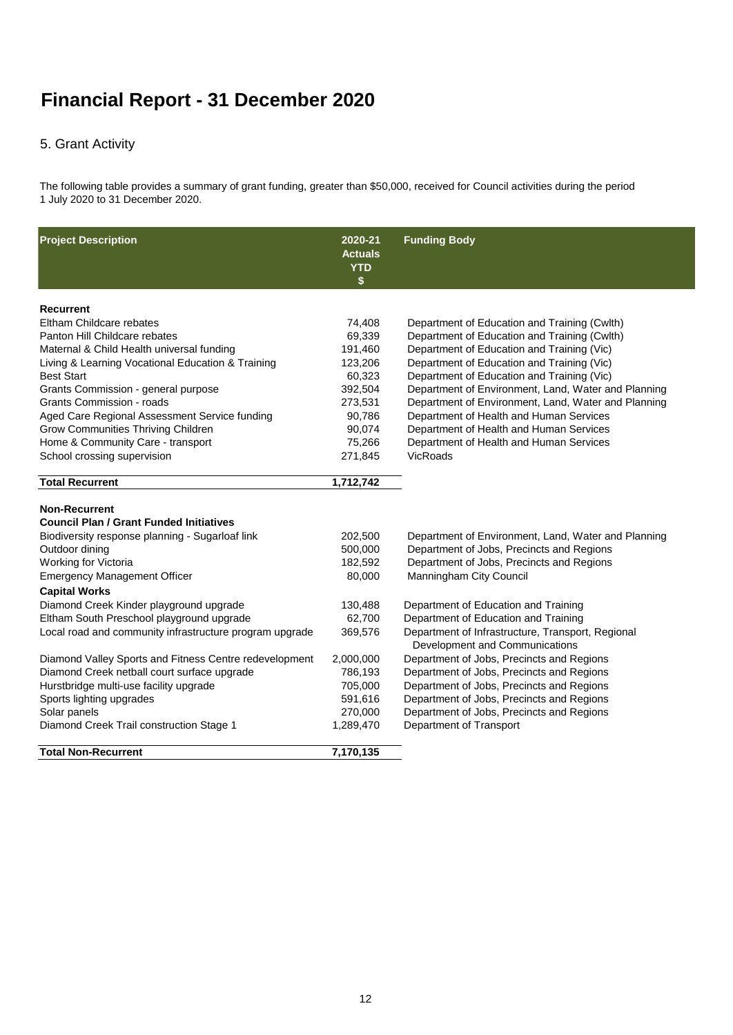# Financial Report - 31 December 2020

## 5. Grant Activity

The following table provides a summary of grant funding, greater than $50,000, received for Council activities during the period 1 July 2020 to 31 December 2020.

| Project Description | 2020-21 Actuals YTD $ | Funding Body |
|---|---|---|
| **Recurrent** | | |
| Eltham Childcare rebates | 74,408 | Department of Education and Training (Cwlth) |
| Panton Hill Childcare rebates | 69,339 | Department of Education and Training (Cwlth) |
| Maternal & Child Health universal funding | 191,460 | Department of Education and Training (Vic) |
| Living & Learning Vocational Education & Training | 123,206 | Department of Education and Training (Vic) |
| Best Start | 60,323 | Department of Education and Training (Vic) |
| Grants Commission - general purpose | 392,504 | Department of Environment, Land, Water and Planning |
| Grants Commission - roads | 273,531 | Department of Environment, Land, Water and Planning |
| Aged Care Regional Assessment Service funding | 90,786 | Department of Health and Human Services |
| Grow Communities Thriving Children | 90,074 | Department of Health and Human Services |
| Home & Community Care - transport | 75,266 | Department of Health and Human Services |
| School crossing supervision | 271,845 | VicRoads |
| **Total Recurrent** | **1,712,742** | |
| **Non-Recurrent** | | |
| **Council Plan / Grant Funded Initiatives** | | |
| Biodiversity response planning - Sugarloaf link | 202,500 | Department of Environment, Land, Water and Planning |
| Outdoor dining | 500,000 | Department of Jobs, Precincts and Regions |
| Working for Victoria | 182,592 | Department of Jobs, Precincts and Regions |
| Emergency Management Officer | 80,000 | Manningham City Council |
| **Capital Works** | | |
| Diamond Creek Kinder playground upgrade | 130,488 | Department of Education and Training |
| Eltham South Preschool playground upgrade | 62,700 | Department of Education and Training |
| Local road and community infrastructure program upgrade | 369,576 | Department of Infrastructure, Transport, Regional Development and Communications |
| Diamond Valley Sports and Fitness Centre redevelopment | 2,000,000 | Department of Jobs, Precincts and Regions |
| Diamond Creek netball court surface upgrade | 786,193 | Department of Jobs, Precincts and Regions |
| Hurstbridge multi-use facility upgrade | 705,000 | Department of Jobs, Precincts and Regions |
| Sports lighting upgrades | 591,616 | Department of Jobs, Precincts and Regions |
| Solar panels | 270,000 | Department of Jobs, Precincts and Regions |
| Diamond Creek Trail construction Stage 1 | 1,289,470 | Department of Transport |
| **Total Non-Recurrent** | **7,170,135** | |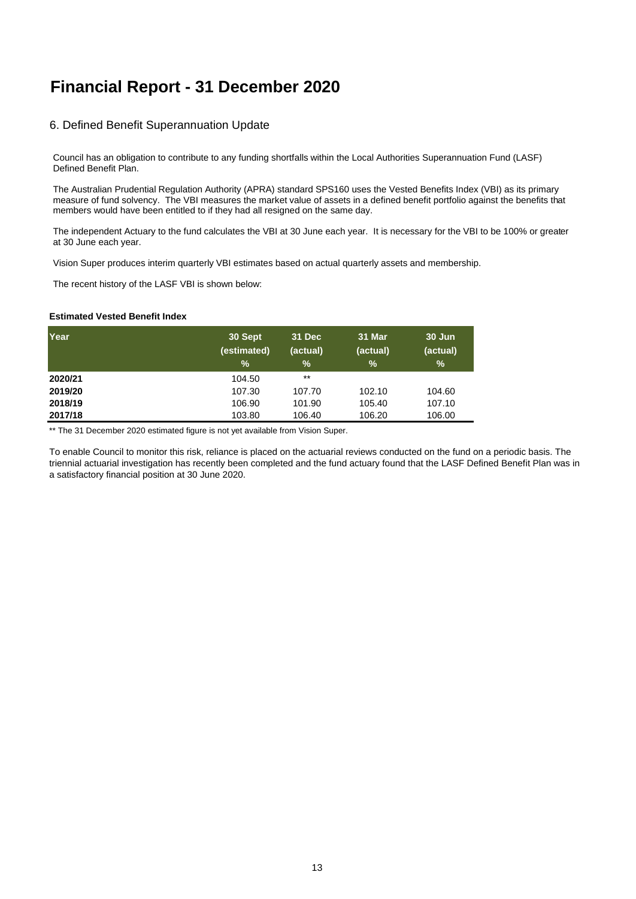# Financial Report - 31 December 2020

## 6. Defined Benefit Superannuation Update

Council has an obligation to contribute to any funding shortfalls within the Local Authorities Superannuation Fund (LASF) Defined Benefit Plan.

The Australian Prudential Regulation Authority (APRA) standard SPS160 uses the Vested Benefits Index (VBI) as its primary measure of fund solvency. The VBI measures the market value of assets in a defined benefit portfolio against the benefits that members would have been entitled to if they had all resigned on the same day.

The independent Actuary to the fund calculates the VBI at 30 June each year. It is necessary for the VBI to be 100% or greater at 30 June each year.

Vision Super produces interim quarterly VBI estimates based on actual quarterly assets and membership.

The recent history of the LASF VBI is shown below:

**Estimated Vested Benefit Index**

| Year | 30 Sept (estimated) % | 31 Dec (actual) % | 31 Mar (actual) % | 30 Jun (actual) % |
|---|---|---|---|---|
| **2020/21** | 104.50 | ** | | |
| **2019/20** | 107.30 | 107.70 | 102.10 | 104.60 |
| **2018/19** | 106.90 | 101.90 | 105.40 | 107.10 |
| **2017/18** | 103.80 | 106.40 | 106.20 | 106.00 |

** The 31 December 2020 estimated figure is not yet available from Vision Super.

To enable Council to monitor this risk, reliance is placed on the actuarial reviews conducted on the fund on a periodic basis. The triennial actuarial investigation has recently been completed and the fund actuary found that the LASF Defined Benefit Plan was in a satisfactory financial position at 30 June 2020.